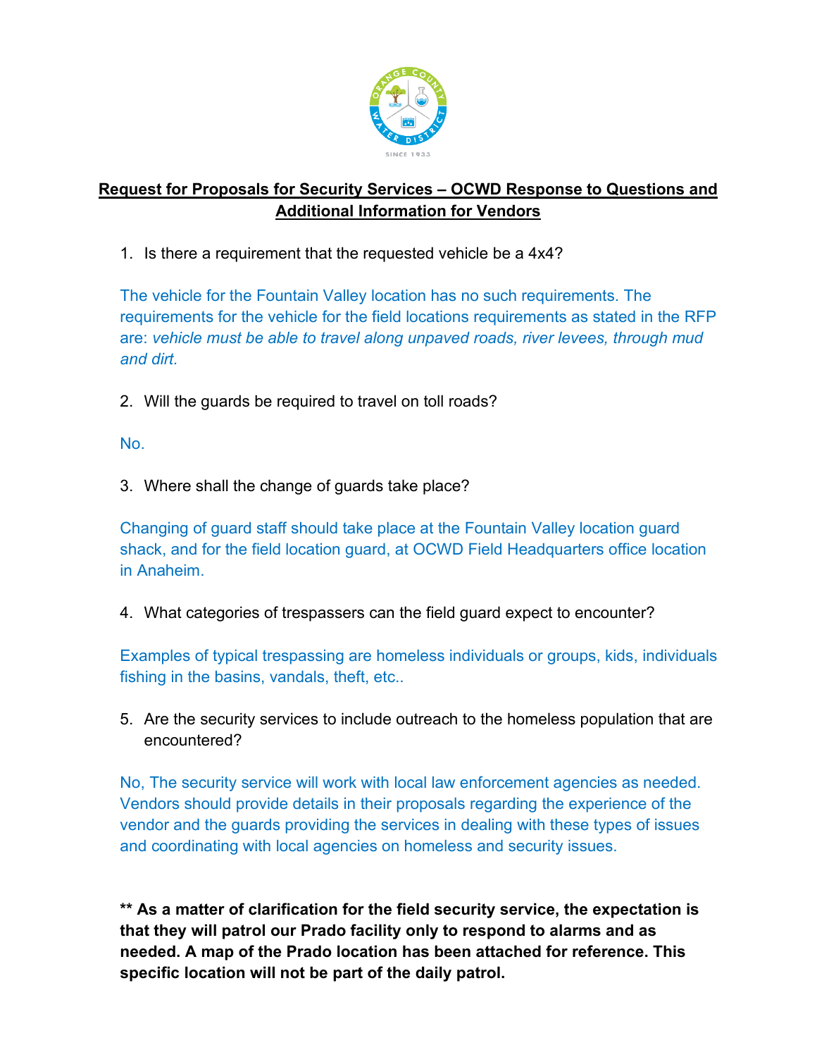# Request for Proposals for Security Services – OCWD Response to Questions and Additional Information for Vendors

1. Is there a requirement that the requested vehicle be a 4x4?

The vehicle for the Fountain Valley location has no such requirements. The requirements for the vehicle for the field locations requirements as stated in the RFP are: *vehicle must be able to travel along unpaved roads, river levees, through mud and dirt.*

2. Will the guards be required to travel on toll roads?

No.

3. Where shall the change of guards take place?

Changing of guard staff should take place at the Fountain Valley location guard shack, and for the field location guard, at OCWD Field Headquarters office location in Anaheim.

4. What categories of trespassers can the field guard expect to encounter?

Examples of typical trespassing are homeless individuals or groups, kids, individuals fishing in the basins, vandals, theft, etc..

5. Are the security services to include outreach to the homeless population that are encountered?

No, The security service will work with local law enforcement agencies as needed. Vendors should provide details in their proposals regarding the experience of the vendor and the guards providing the services in dealing with these types of issues and coordinating with local agencies on homeless and security issues.

**** As a matter of clarification for the field security service, the expectation is that they will patrol our Prado facility only to respond to alarms and as needed. A map of the Prado location has been attached for reference. This specific location will not be part of the daily patrol.**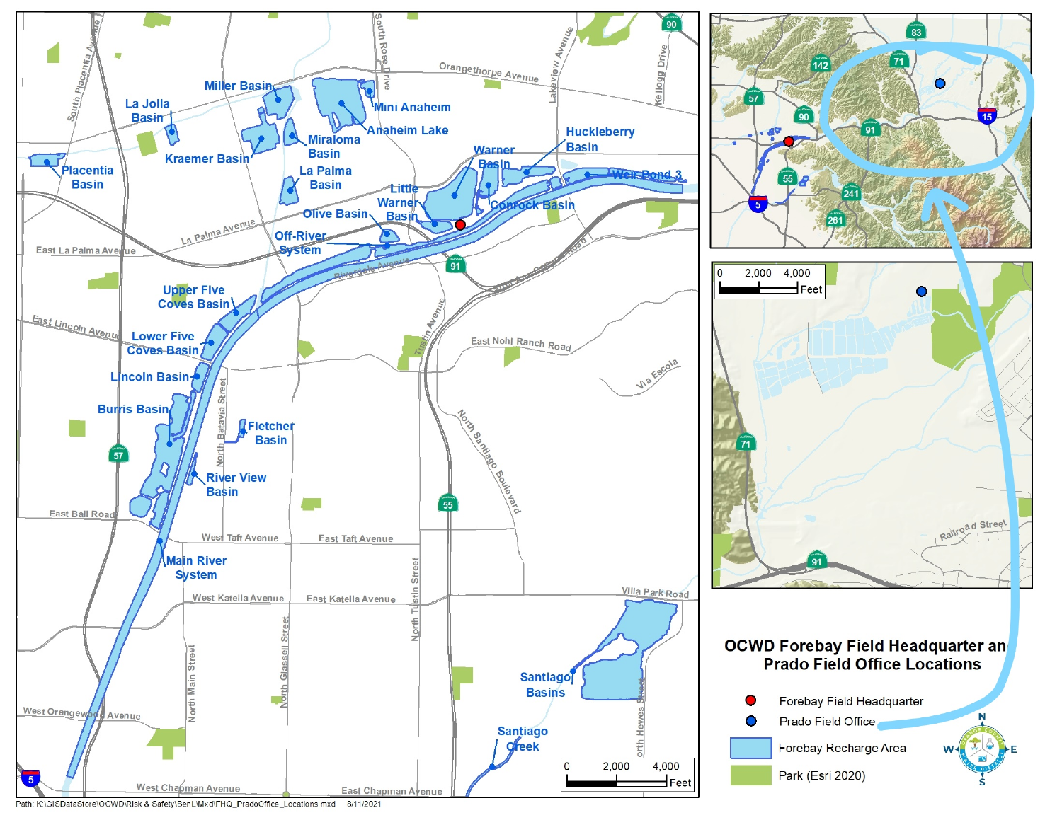**OCWD Forebay Field Headquarter an Prado Field Office Locations**

- Forebay Field Headquarter
- Prado Field Office
- Forebay Recharge Area
- Park (Esri 2020)

Miller Basin
La Jolla Basin
Mini Anaheim
Anaheim Lake
Kraemer Basin
Miraloma Basin
Placentia Basin
La Palma Basin
Warner Basin
Huckleberry Basin
Well Pond 3
Little Warner Basin
Conrock Basin
Olive Basin
Off-River System
Upper Five Coves Basin
Lower Five Coves Basin
Lincoln Basin
Burris Basin
Fletcher Basin
River View Basin
Main River System
Santiago Basins
Santiago Creek

0 2,000 4,000 Feet

Path: K:\GISDataStore\OCWD\Risk & Safety\BenL\Mxd\FHQ_PradoOffice_Locations.mxd 8/11/2021